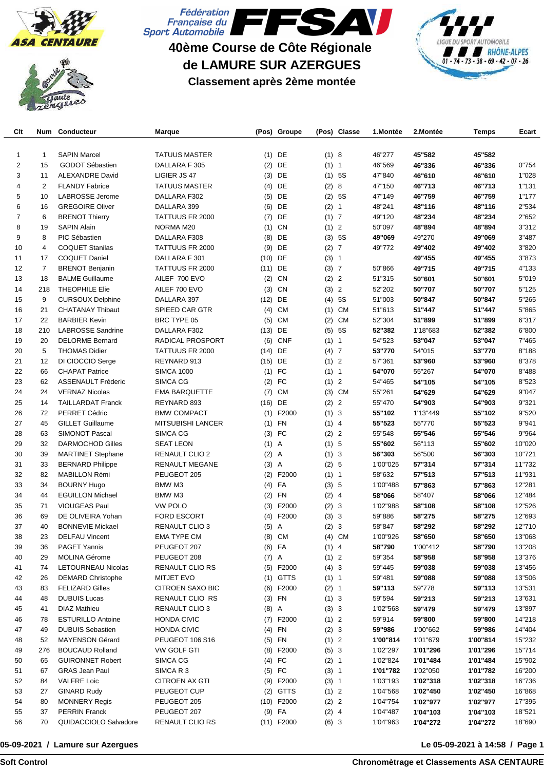Fédération Française du Sport Automobile

# 40ème Course de Côte Régionale de LAMURE SUR AZERGUES

## Classement après 2ème montée

| Clt | Num | Conducteur | Marque | (Pos) | Groupe | (Pos) | Classe | 1.Montée | 2.Montée | Temps | Ecart |
|---|---|---|---|---|---|---|---|---|---|---|---|
| 1 | 1 | SAPIN Marcel | TATUUS MASTER | (1) | DE | (1) | 8 | 46"277 | **45"582** | **45"582** | |
| 2 | 15 | GODOT Sébastien | DALLARA F 305 | (2) | DE | (1) | 1 | 46"569 | **46"336** | **46"336** | 0"754 |
| 3 | 11 | ALEXANDRE David | LIGIER JS 47 | (3) | DE | (1) | 5S | 47"840 | **46"610** | **46"610** | 1"028 |
| 4 | 2 | FLANDY Fabrice | TATUUS MASTER | (4) | DE | (2) | 8 | 47"150 | **46"713** | **46"713** | 1"131 |
| 5 | 10 | LABROSSE Jerome | DALLARA F302 | (5) | DE | (2) | 5S | 47"149 | **46"759** | **46"759** | 1"177 |
| 6 | 16 | GREGOIRE Oliver | DALLARA 399 | (6) | DE | (2) | 1 | 48"241 | **48"116** | **48"116** | 2"534 |
| 7 | 6 | BRENOT Thierry | TATTUUS FR 2000 | (7) | DE | (1) | 7 | 49"120 | **48"234** | **48"234** | 2"652 |
| 8 | 19 | SAPIN Alain | NORMA M20 | (1) | CN | (1) | 2 | 50"097 | **48"894** | **48"894** | 3"312 |
| 9 | 8 | PIC Sébastien | DALLARA F308 | (8) | DE | (3) | 5S | **49"069** | 49"270 | **49"069** | 3"487 |
| 10 | 4 | COQUET Stanilas | TATTUUS FR 2000 | (9) | DE | (2) | 7 | 49"772 | **49"402** | **49"402** | 3"820 |
| 11 | 17 | COQUET Daniel | DALLARA F 301 | (10) | DE | (3) | 1 | | **49"455** | **49"455** | 3"873 |
| 12 | 7 | BRENOT Benjanin | TATTUUS FR 2000 | (11) | DE | (3) | 7 | 50"866 | **49"715** | **49"715** | 4"133 |
| 13 | 18 | BALME Guillaume | AILEF 700 EVO | (2) | CN | (2) | 2 | 51"315 | **50"601** | **50"601** | 5"019 |
| 14 | 218 | THEOPHILE Elie | AILEF 700 EVO | (3) | CN | (3) | 2 | 52"202 | **50"707** | **50"707** | 5"125 |
| 15 | 9 | CURSOUX Delphine | DALLARA 397 | (12) | DE | (4) | 5S | 51"003 | **50"847** | **50"847** | 5"265 |
| 16 | 21 | CHATANAY Thibaut | SPIEED CAR GTR | (4) | CM | (1) | CM | 51"613 | **51"447** | **51"447** | 5"865 |
| 17 | 22 | BARBIER Kevin | BRC TYPE 05 | (5) | CM | (2) | CM | 52"304 | **51"899** | **51"899** | 6"317 |
| 18 | 210 | LABROSSE Sandrine | DALLARA F302 | (13) | DE | (5) | 5S | **52"382** | 1'18"683 | **52"382** | 6"800 |
| 19 | 20 | DELORME Bernard | RADICAL PROSPORT | (6) | CNF | (1) | 1 | 54"523 | **53"047** | **53"047** | 7"465 |
| 20 | 5 | THOMAS Didier | TATTUUS FR 2000 | (14) | DE | (4) | 7 | **53"770** | 54"015 | **53"770** | 8"188 |
| 21 | 12 | DI CIOCCIO Serge | REYNARD 913 | (15) | DE | (1) | 2 | 57"361 | **53"960** | **53"960** | 8"378 |
| 22 | 66 | CHAPAT Patrice | SIMCA 1000 | (1) | FC | (1) | 1 | **54"070** | 55"267 | **54"070** | 8"488 |
| 23 | 62 | ASSENAULT Fréderic | SIMCA CG | (2) | FC | (1) | 2 | 54"465 | **54"105** | **54"105** | 8"523 |
| 24 | 24 | VERNAZ Nicolas | EMA BARQUETTE | (7) | CM | (3) | CM | 55"261 | **54"629** | **54"629** | 9"047 |
| 25 | 14 | TAILLARDAT Franck | REYNARD 893 | (16) | DE | (2) | 2 | 55"470 | **54"903** | **54"903** | 9"321 |
| 26 | 72 | PERRET Cédric | BMW COMPACT | (1) | F2000 | (1) | 3 | **55"102** | 1'13"449 | **55"102** | 9"520 |
| 27 | 45 | GILLET Guillaume | MITSUBISHI LANCER | (1) | FN | (1) | 4 | **55"523** | 55"770 | **55"523** | 9"941 |
| 28 | 63 | SIMONOT Pascal | SIMCA CG | (3) | FC | (2) | 2 | 55"548 | **55"546** | **55"546** | 9"964 |
| 29 | 32 | DARMOCHOD Gilles | SEAT LEON | (1) | A | (1) | 5 | **55"602** | 56"113 | **55"602** | 10"020 |
| 30 | 39 | MARTINET Stephane | RENAULT CLIO 2 | (2) | A | (1) | 3 | **56"303** | 56"500 | **56"303** | 10"721 |
| 31 | 33 | BERNARD Philippe | RENAULT MEGANE | (3) | A | (2) | 5 | 1'00"025 | **57"314** | **57"314** | 11"732 |
| 32 | 82 | MABILLON Rémi | PEUGEOT 205 | (2) | F2000 | (1) | 1 | 58"632 | **57"513** | **57"513** | 11"931 |
| 33 | 34 | BOURNY Hugo | BMW M3 | (4) | FA | (3) | 5 | 1'00"488 | **57"863** | **57"863** | 12"281 |
| 34 | 44 | EGUILLON Michael | BMW M3 | (2) | FN | (2) | 4 | **58"066** | 58"407 | **58"066** | 12"484 |
| 35 | 71 | VIOUGEAS Paul | VW POLO | (3) | F2000 | (2) | 3 | 1'02"988 | **58"108** | **58"108** | 12"526 |
| 36 | 69 | DE OLIVEIRA Yohan | FORD ESCORT | (4) | F2000 | (3) | 3 | 59"886 | **58"275** | **58"275** | 12"693 |
| 37 | 40 | BONNEVIE Mickael | RENAULT CLIO 3 | (5) | A | (2) | 3 | 58"847 | **58"292** | **58"292** | 12"710 |
| 38 | 23 | DELFAU Vincent | EMA TYPE CM | (8) | CM | (4) | CM | 1'00"926 | **58"650** | **58"650** | 13"068 |
| 39 | 36 | PAGET Yannis | PEUGEOT 207 | (6) | FA | (1) | 4 | **58"790** | 1'00"412 | **58"790** | 13"208 |
| 40 | 29 | MOLINA Gérome | PEUGEOT 208 | (7) | A | (1) | 2 | 59"354 | **58"958** | **58"958** | 13"376 |
| 41 | 74 | LETOURNEAU Nicolas | RENAULT CLIO RS | (5) | F2000 | (4) | 3 | 59"445 | **59"038** | **59"038** | 13"456 |
| 42 | 26 | DEMARD Christophe | MITJET EVO | (1) | GTTS | (1) | 1 | 59"481 | **59"088** | **59"088** | 13"506 |
| 43 | 83 | FELIZARD Gilles | CITROEN SAXO BIC | (6) | F2000 | (2) | 1 | **59"113** | 59"778 | **59"113** | 13"531 |
| 44 | 48 | DUBUIS Lucas | RENAULT CLIO RS | (3) | FN | (1) | 3 | 59"594 | **59"213** | **59"213** | 13"631 |
| 45 | 41 | DIAZ Mathieu | RENAULT CLIO 3 | (8) | A | (3) | 3 | 1'02"568 | **59"479** | **59"479** | 13"897 |
| 46 | 78 | ESTURILLO Antoine | HONDA CIVIC | (7) | F2000 | (1) | 2 | 59"914 | **59"800** | **59"800** | 14"218 |
| 47 | 49 | DUBUIS Sebastien | HONDA CIVIC | (4) | FN | (2) | 3 | **59"986** | 1'00"662 | **59"986** | 14"404 |
| 48 | 52 | MAYENSON Gérard | PEUGEOT 106 S16 | (5) | FN | (1) | 2 | **1'00"814** | 1'01"679 | **1'00"814** | 15"232 |
| 49 | 276 | BOUCAUD Rolland | VW GOLF GTI | (8) | F2000 | (5) | 3 | 1'02"297 | **1'01"296** | **1'01"296** | 15"714 |
| 50 | 65 | GUIRONNET Robert | SIMCA CG | (4) | FC | (2) | 1 | 1'02"824 | **1'01"484** | **1'01"484** | 15"902 |
| 51 | 67 | GRAS Jean Paul | SIMCA R 3 | (5) | FC | (3) | 1 | **1'01"782** | 1'02"050 | **1'01"782** | 16"200 |
| 52 | 84 | VALFRE Loic | CITROEN AX GTI | (9) | F2000 | (3) | 1 | 1'03"193 | **1'02"318** | **1'02"318** | 16"736 |
| 53 | 27 | GINARD Rudy | PEUGEOT CUP | (2) | GTTS | (1) | 2 | 1'04"568 | **1'02"450** | **1'02"450** | 16"868 |
| 54 | 80 | MONNERY Regis | PEUGEOT 205 | (10) | F2000 | (2) | 2 | 1'04"754 | **1'02"977** | **1'02"977** | 17"395 |
| 55 | 37 | PERRIN Franck | PEUGEOT 207 | (9) | FA | (2) | 4 | 1'04"487 | **1'04"103** | **1'04"103** | 18"521 |
| 56 | 70 | QUIDACCIOLO Salvadore | RENAULT CLIO RS | (11) | F2000 | (6) | 3 | 1'04"963 | **1'04"272** | **1'04"272** | 18"690 |

**05-09-2021 / Lamure sur Azergues** — **Le 05-09-2021 à 14:58**

**Soft Control** — **Chronométrage et Classements ASA CENTAURE**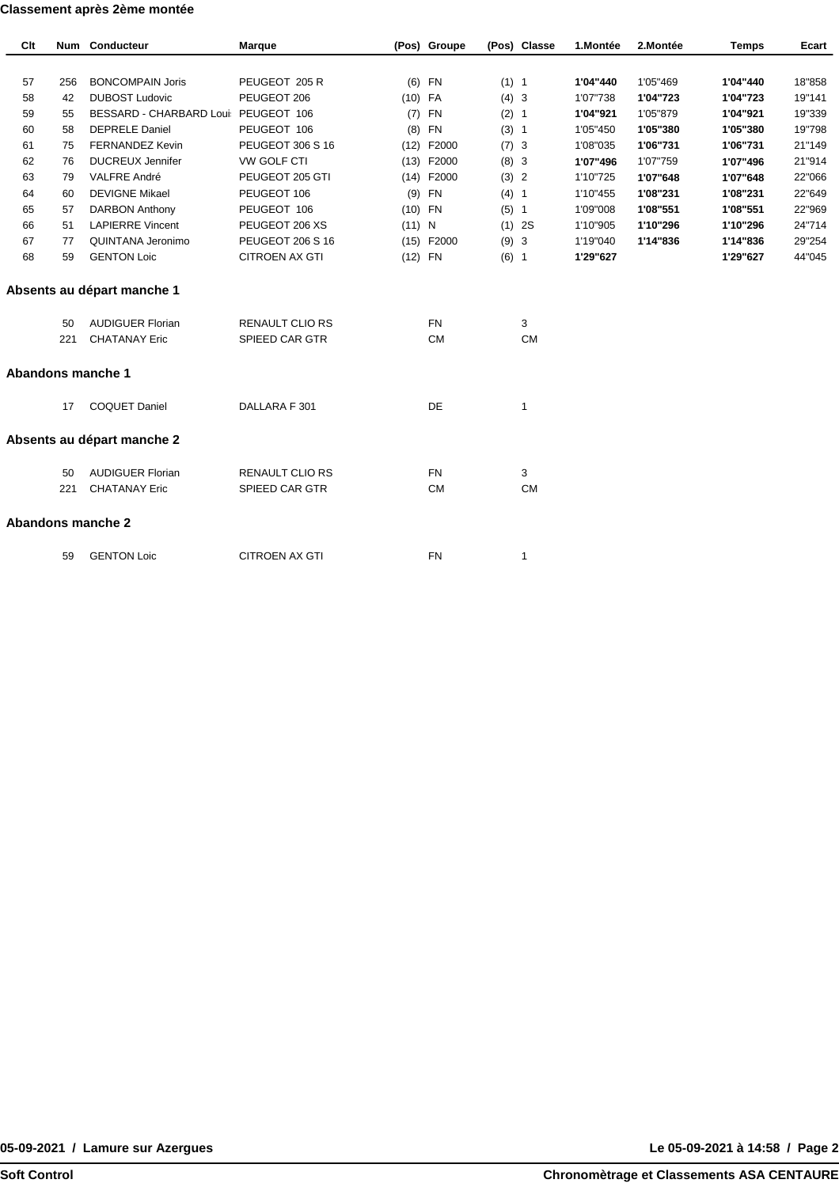**Classement après 2ème montée**

| Clt | Num | Conducteur | Marque | (Pos) | Groupe | (Pos) | Classe | 1.Montée | 2.Montée | Temps | Ecart |
|---|---|---|---|---|---|---|---|---|---|---|---|
| 57 | 256 | BONCOMPAIN Joris | PEUGEOT 205 R | (6) | FN | (1) | 1 | **1'04"440** | 1'05"469 | **1'04"440** | 18"858 |
| 58 | 42 | DUBOST Ludovic | PEUGEOT 206 | (10) | FA | (4) | 3 | 1'07"738 | **1'04"723** | **1'04"723** | 19"141 |
| 59 | 55 | BESSARD - CHARBARD Loui | PEUGEOT 106 | (7) | FN | (2) | 1 | **1'04"921** | 1'05"879 | **1'04"921** | 19"339 |
| 60 | 58 | DEPRELE Daniel | PEUGEOT 106 | (8) | FN | (3) | 1 | 1'05"450 | **1'05"380** | **1'05"380** | 19"798 |
| 61 | 75 | FERNANDEZ Kevin | PEUGEOT 306 S 16 | (12) | F2000 | (7) | 3 | 1'08"035 | **1'06"731** | **1'06"731** | 21"149 |
| 62 | 76 | DUCREUX Jennifer | VW GOLF CTI | (13) | F2000 | (8) | 3 | **1'07"496** | 1'07"759 | **1'07"496** | 21"914 |
| 63 | 79 | VALFRE André | PEUGEOT 205 GTI | (14) | F2000 | (3) | 2 | 1'10"725 | **1'07"648** | **1'07"648** | 22"066 |
| 64 | 60 | DEVIGNE Mikael | PEUGEOT 106 | (9) | FN | (4) | 1 | 1'10"455 | **1'08"231** | **1'08"231** | 22"649 |
| 65 | 57 | DARBON Anthony | PEUGEOT 106 | (10) | FN | (5) | 1 | 1'09"008 | **1'08"551** | **1'08"551** | 22"969 |
| 66 | 51 | LAPIERRE Vincent | PEUGEOT 206 XS | (11) | N | (1) | 2S | 1'10"905 | **1'10"296** | **1'10"296** | 24"714 |
| 67 | 77 | QUINTANA Jeronimo | PEUGEOT 206 S 16 | (15) | F2000 | (9) | 3 | 1'19"040 | **1'14"836** | **1'14"836** | 29"254 |
| 68 | 59 | GENTON Loic | CITROEN AX GTI | (12) | FN | (6) | 1 | **1'29"627** | | **1'29"627** | 44"045 |

**Absents au départ manche 1**

| Num | Conducteur | Marque | Groupe | Classe |
|---|---|---|---|---|
| 50 | AUDIGUER Florian | RENAULT CLIO RS | FN | 3 |
| 221 | CHATANAY Eric | SPIEED CAR GTR | CM | CM |

**Abandons manche 1**

| Num | Conducteur | Marque | Groupe | Classe |
|---|---|---|---|---|
| 17 | COQUET Daniel | DALLARA F 301 | DE | 1 |

**Absents au départ manche 2**

| Num | Conducteur | Marque | Groupe | Classe |
|---|---|---|---|---|
| 50 | AUDIGUER Florian | RENAULT CLIO RS | FN | 3 |
| 221 | CHATANAY Eric | SPIEED CAR GTR | CM | CM |

**Abandons manche 2**

| Num | Conducteur | Marque | Groupe | Classe |
|---|---|---|---|---|
| 59 | GENTON Loic | CITROEN AX GTI | FN | 1 |

05-09-2021 / Lamure sur Azergues — Le 05-09-2021 à 14:58

Soft Control — Chronomètrage et Classements ASA CENTAURE